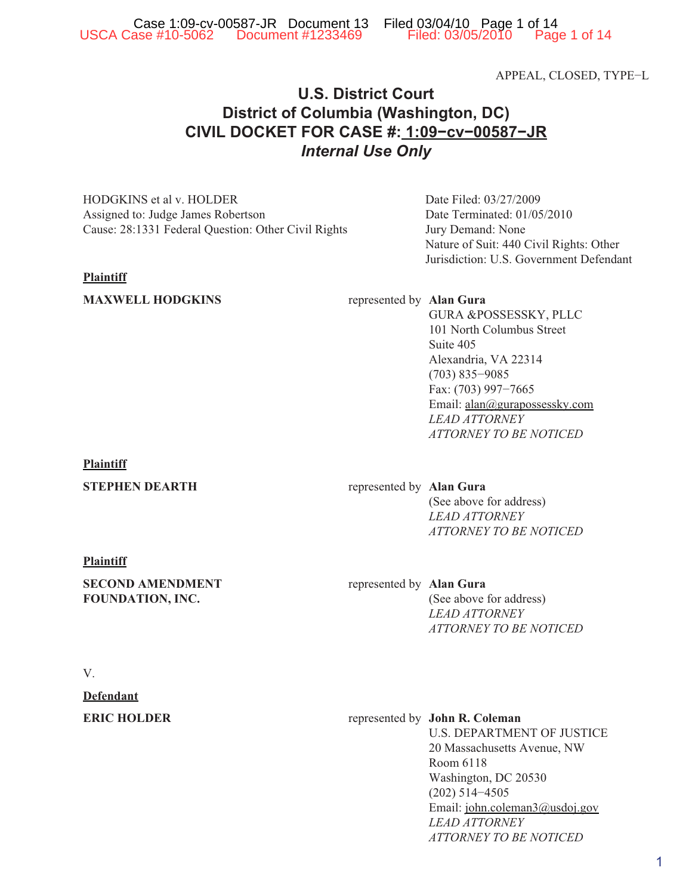APPEAL, CLOSED, TYPE−L

# U.S. District Court
# District of Columbia (Washington, DC)
# CIVIL DOCKET FOR CASE #: 1:09−cv−00587−JR
## *Internal Use Only*

HODGKINS et al v. HOLDER
Assigned to: Judge James Robertson
Cause: 28:1331 Federal Question: Other Civil Rights

Date Filed: 03/27/2009
Date Terminated: 01/05/2010
Jury Demand: None
Nature of Suit: 440 Civil Rights: Other
Jurisdiction: U.S. Government Defendant

**Plaintiff**

**MAXWELL HODGKINS** represented by **Alan Gura**
GURA &POSSESSKY, PLLC
101 North Columbus Street
Suite 405
Alexandria, VA 22314
(703) 835−9085
Fax: (703) 997−7665
Email: alan@gurapossessky.com
*LEAD ATTORNEY*
*ATTORNEY TO BE NOTICED*

**Plaintiff**

**STEPHEN DEARTH** represented by **Alan Gura**
(See above for address)
*LEAD ATTORNEY*
*ATTORNEY TO BE NOTICED*

**Plaintiff**

**SECOND AMENDMENT FOUNDATION, INC.** represented by **Alan Gura**
(See above for address)
*LEAD ATTORNEY*
*ATTORNEY TO BE NOTICED*

V.

**Defendant**

**ERIC HOLDER** represented by **John R. Coleman**
U.S. DEPARTMENT OF JUSTICE
20 Massachusetts Avenue, NW
Room 6118
Washington, DC 20530
(202) 514−4505
Email: john.coleman3@usdoj.gov
*LEAD ATTORNEY*
*ATTORNEY TO BE NOTICED*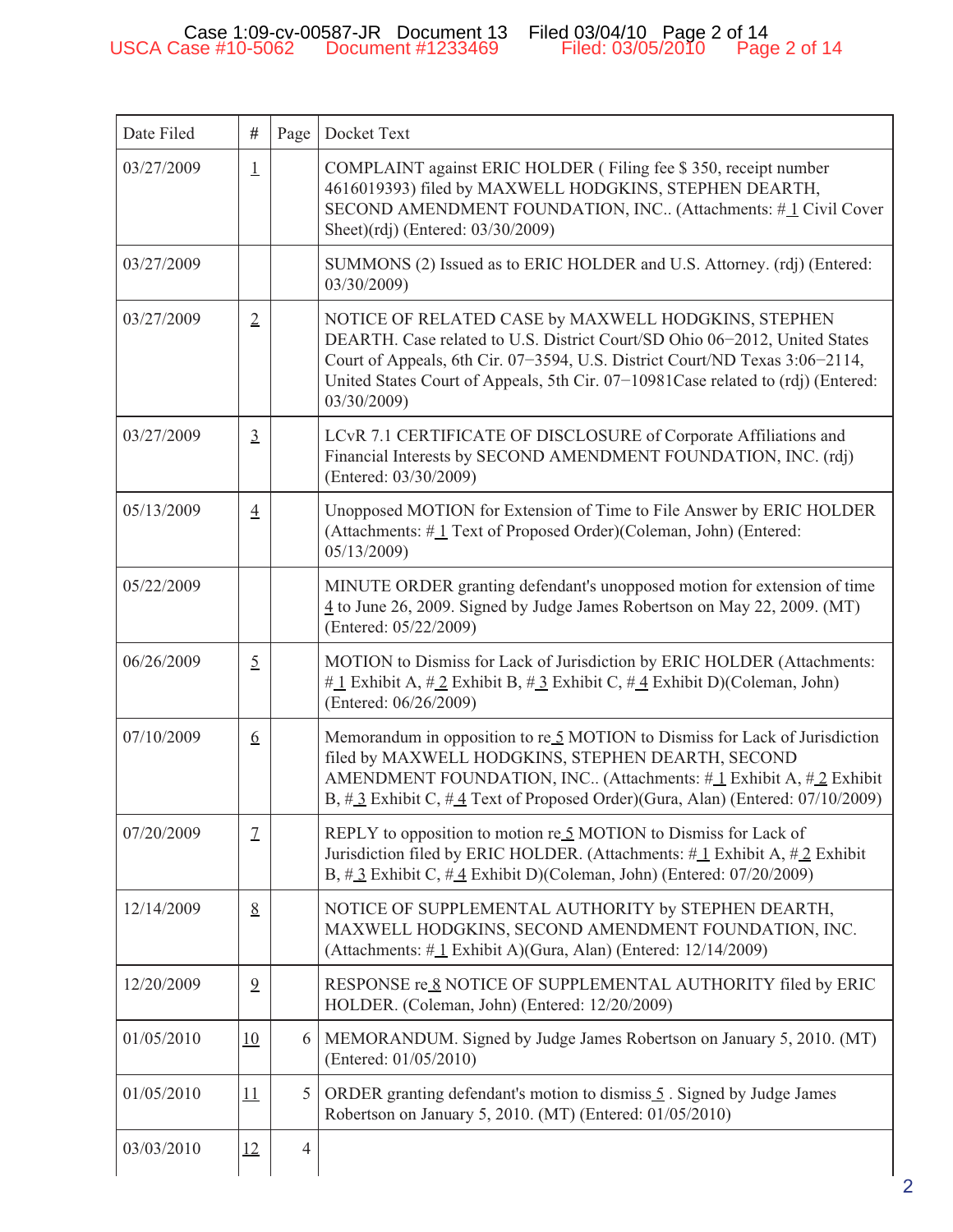| Date Filed | # | Page | Docket Text |
| --- | --- | --- | --- |
| 03/27/2009 | 1 | | COMPLAINT against ERIC HOLDER ( Filing fee $ 350, receipt number 4616019393) filed by MAXWELL HODGKINS, STEPHEN DEARTH, SECOND AMENDMENT FOUNDATION, INC.. (Attachments: # 1 Civil Cover Sheet)(rdj) (Entered: 03/30/2009) |
| 03/27/2009 | | | SUMMONS (2) Issued as to ERIC HOLDER and U.S. Attorney. (rdj) (Entered: 03/30/2009) |
| 03/27/2009 | 2 | | NOTICE OF RELATED CASE by MAXWELL HODGKINS, STEPHEN DEARTH. Case related to U.S. District Court/SD Ohio 06−2012, United States Court of Appeals, 6th Cir. 07−3594, U.S. District Court/ND Texas 3:06−2114, United States Court of Appeals, 5th Cir. 07−10981Case related to (rdj) (Entered: 03/30/2009) |
| 03/27/2009 | 3 | | LCvR 7.1 CERTIFICATE OF DISCLOSURE of Corporate Affiliations and Financial Interests by SECOND AMENDMENT FOUNDATION, INC. (rdj) (Entered: 03/30/2009) |
| 05/13/2009 | 4 | | Unopposed MOTION for Extension of Time to File Answer by ERIC HOLDER (Attachments: # 1 Text of Proposed Order)(Coleman, John) (Entered: 05/13/2009) |
| 05/22/2009 | | | MINUTE ORDER granting defendant's unopposed motion for extension of time 4 to June 26, 2009. Signed by Judge James Robertson on May 22, 2009. (MT) (Entered: 05/22/2009) |
| 06/26/2009 | 5 | | MOTION to Dismiss for Lack of Jurisdiction by ERIC HOLDER (Attachments: # 1 Exhibit A, # 2 Exhibit B, # 3 Exhibit C, # 4 Exhibit D)(Coleman, John) (Entered: 06/26/2009) |
| 07/10/2009 | 6 | | Memorandum in opposition to re 5 MOTION to Dismiss for Lack of Jurisdiction filed by MAXWELL HODGKINS, STEPHEN DEARTH, SECOND AMENDMENT FOUNDATION, INC.. (Attachments: # 1 Exhibit A, # 2 Exhibit B, # 3 Exhibit C, # 4 Text of Proposed Order)(Gura, Alan) (Entered: 07/10/2009) |
| 07/20/2009 | 7 | | REPLY to opposition to motion re 5 MOTION to Dismiss for Lack of Jurisdiction filed by ERIC HOLDER. (Attachments: # 1 Exhibit A, # 2 Exhibit B, # 3 Exhibit C, # 4 Exhibit D)(Coleman, John) (Entered: 07/20/2009) |
| 12/14/2009 | 8 | | NOTICE OF SUPPLEMENTAL AUTHORITY by STEPHEN DEARTH, MAXWELL HODGKINS, SECOND AMENDMENT FOUNDATION, INC. (Attachments: # 1 Exhibit A)(Gura, Alan) (Entered: 12/14/2009) |
| 12/20/2009 | 9 | | RESPONSE re 8 NOTICE OF SUPPLEMENTAL AUTHORITY filed by ERIC HOLDER. (Coleman, John) (Entered: 12/20/2009) |
| 01/05/2010 | 10 | 6 | MEMORANDUM. Signed by Judge James Robertson on January 5, 2010. (MT) (Entered: 01/05/2010) |
| 01/05/2010 | 11 | 5 | ORDER granting defendant's motion to dismiss 5 . Signed by Judge James Robertson on January 5, 2010. (MT) (Entered: 01/05/2010) |
| 03/03/2010 | 12 | 4 | |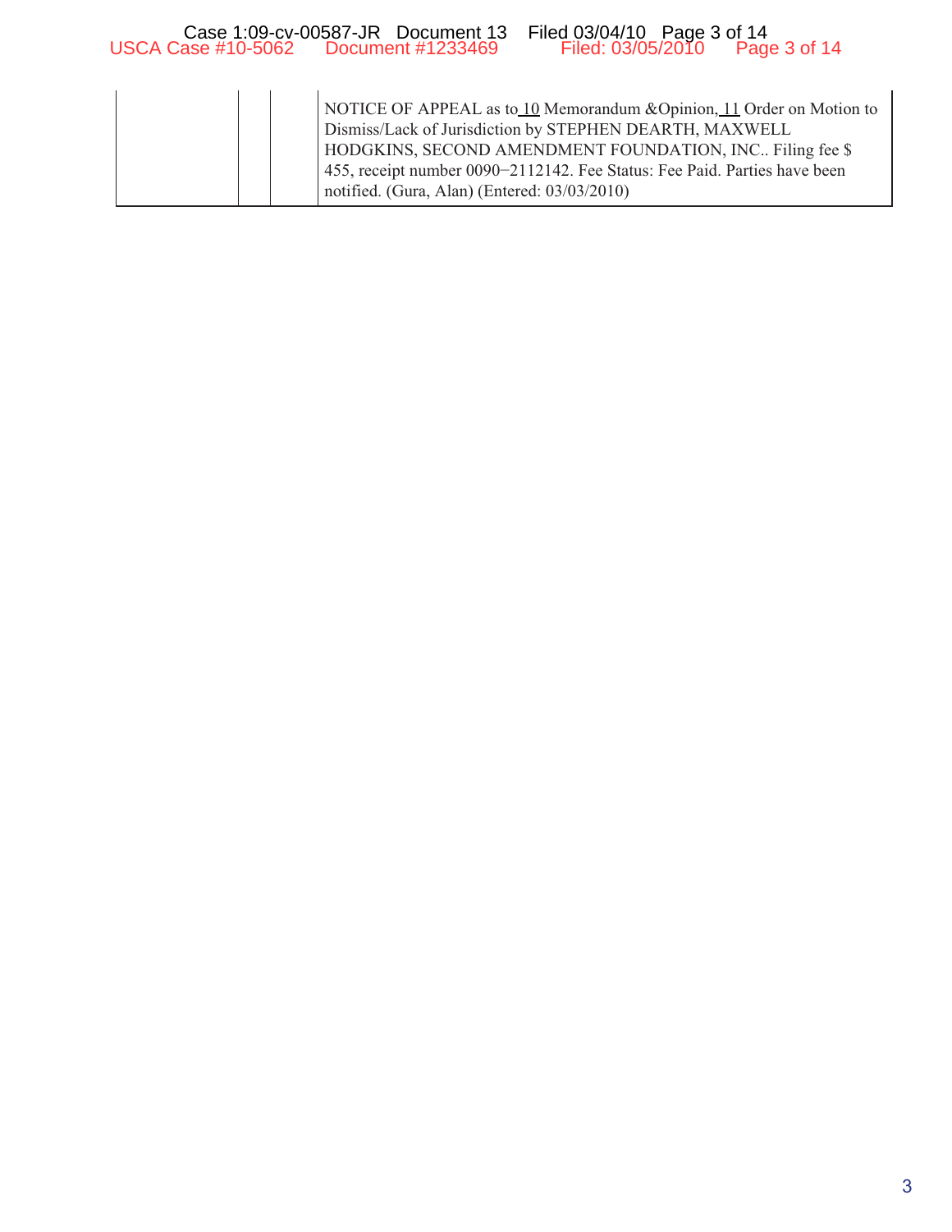| | | | |
|---|---|---|---|
| | | | NOTICE OF APPEAL as to 10 Memorandum &Opinion, 11 Order on Motion to Dismiss/Lack of Jurisdiction by STEPHEN DEARTH, MAXWELL HODGKINS, SECOND AMENDMENT FOUNDATION, INC.. Filing fee $ 455, receipt number 0090−2112142. Fee Status: Fee Paid. Parties have been notified. (Gura, Alan) (Entered: 03/03/2010) |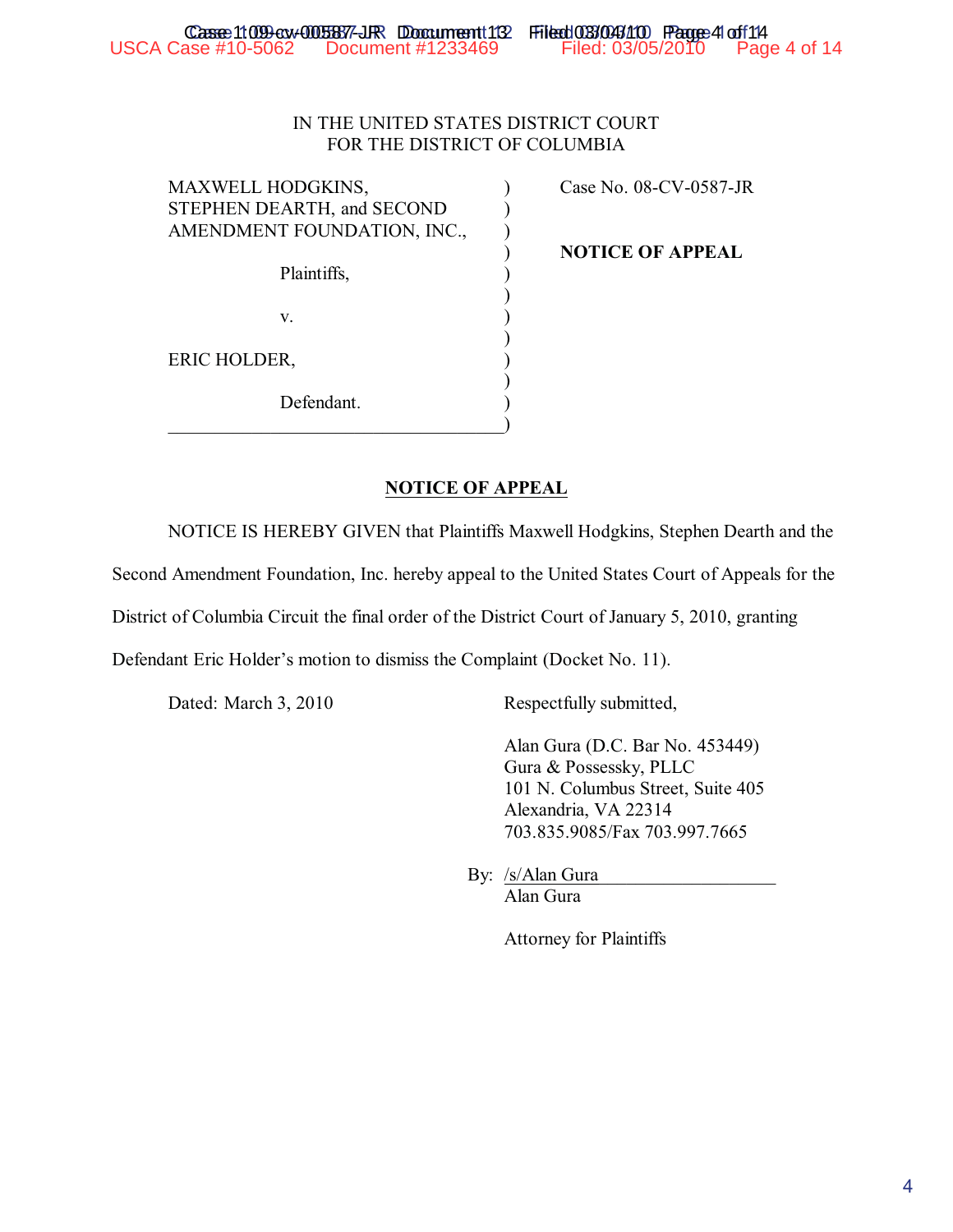IN THE UNITED STATES DISTRICT COURT
FOR THE DISTRICT OF COLUMBIA

| | | |
|---|---|---|
| MAXWELL HODGKINS, STEPHEN DEARTH, and SECOND AMENDMENT FOUNDATION, INC., | ) | Case No. 08-CV-0587-JR |
| Plaintiffs, | ) | **NOTICE OF APPEAL** |
| v. | ) | |
| ERIC HOLDER, | ) | |
| Defendant. | ) | |

**NOTICE OF APPEAL**

NOTICE IS HEREBY GIVEN that Plaintiffs Maxwell Hodgkins, Stephen Dearth and the Second Amendment Foundation, Inc. hereby appeal to the United States Court of Appeals for the District of Columbia Circuit the final order of the District Court of January 5, 2010, granting Defendant Eric Holder's motion to dismiss the Complaint (Docket No. 11).

Dated: March 3, 2010

Respectfully submitted,

Alan Gura (D.C. Bar No. 453449)
Gura & Possessky, PLLC
101 N. Columbus Street, Suite 405
Alexandria, VA 22314
703.835.9085/Fax 703.997.7665

By: /s/Alan Gura
Alan Gura

Attorney for Plaintiffs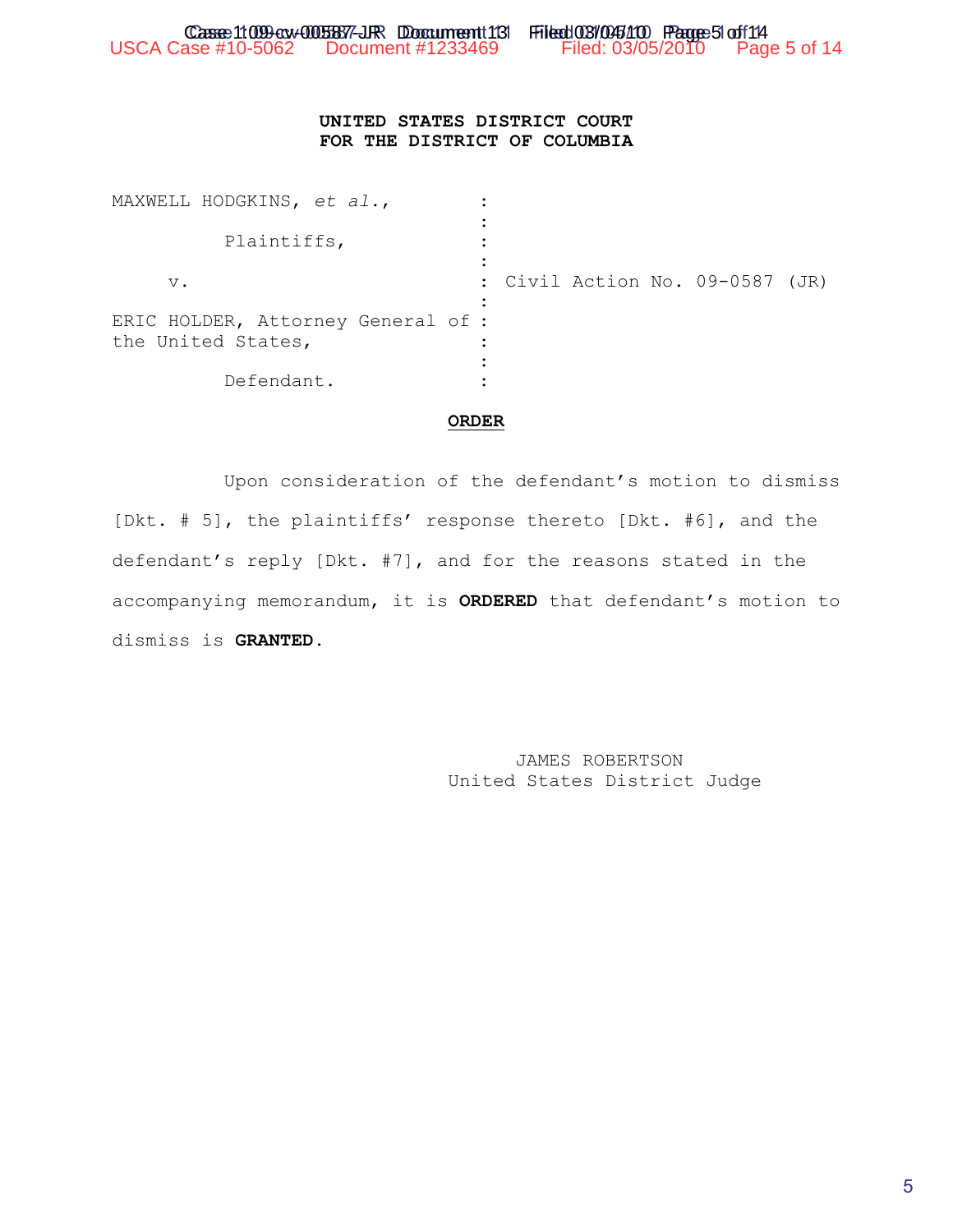**UNITED STATES DISTRICT COURT**
**FOR THE DISTRICT OF COLUMBIA**

| | | |
|---|---|---|
| MAXWELL HODGKINS, *et al.*, | : | |
| Plaintiffs, | : | |
| v. | : | Civil Action No. 09-0587 (JR) |
| ERIC HOLDER, Attorney General of the United States, | : | |
| Defendant. | : | |

**ORDER**

Upon consideration of the defendant's motion to dismiss [Dkt. # 5], the plaintiffs' response thereto [Dkt. #6], and the defendant's reply [Dkt. #7], and for the reasons stated in the accompanying memorandum, it is **ORDERED** that defendant's motion to dismiss is **GRANTED**.

JAMES ROBERTSON
United States District Judge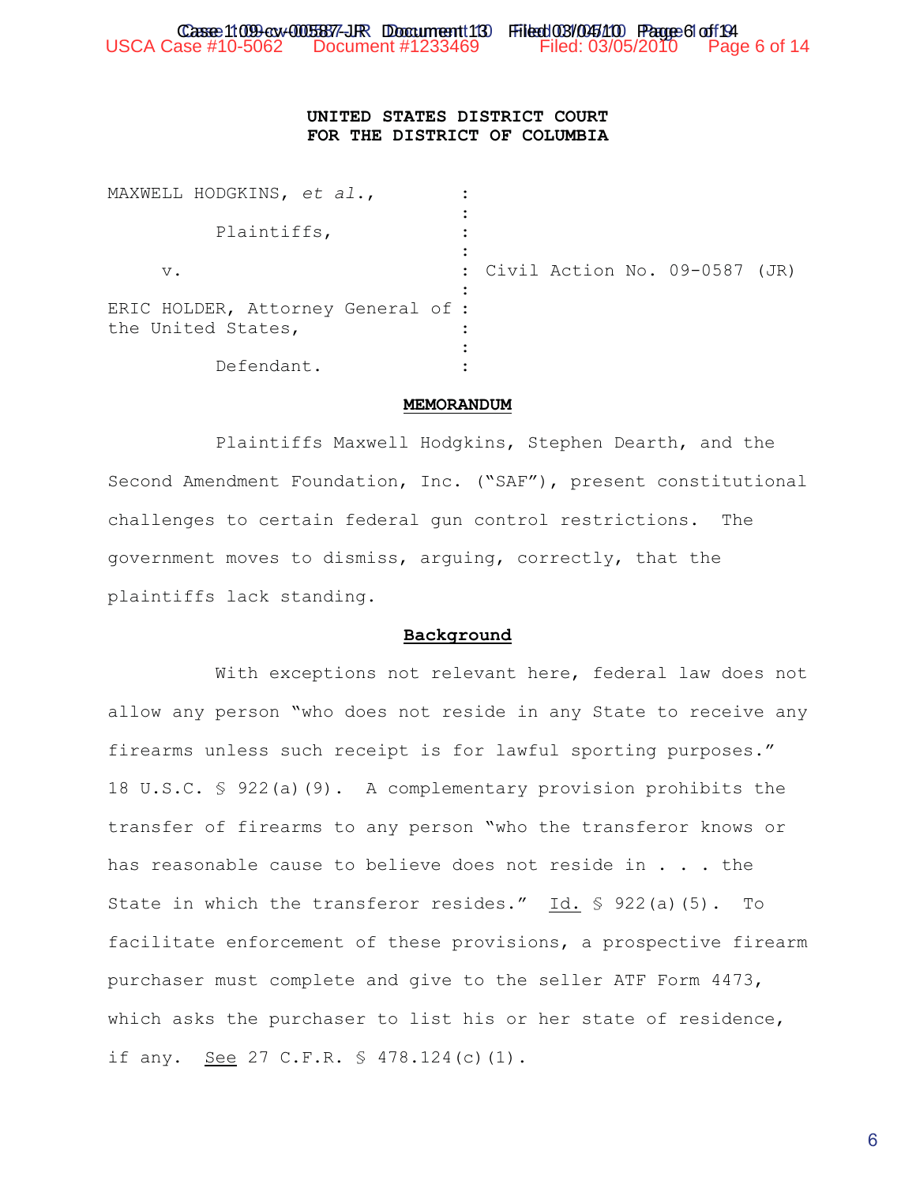**UNITED STATES DISTRICT COURT**
**FOR THE DISTRICT OF COLUMBIA**

| | | |
|---|---|---|
| MAXWELL HODGKINS, *et al.*, | : | |
| Plaintiffs, | : | |
| v. | : | Civil Action No. 09-0587 (JR) |
| ERIC HOLDER, Attorney General of the United States, | : | |
| Defendant. | : | |

## MEMORANDUM

Plaintiffs Maxwell Hodgkins, Stephen Dearth, and the Second Amendment Foundation, Inc. ("SAF"), present constitutional challenges to certain federal gun control restrictions. The government moves to dismiss, arguing, correctly, that the plaintiffs lack standing.

## Background

With exceptions not relevant here, federal law does not allow any person "who does not reside in any State to receive any firearms unless such receipt is for lawful sporting purposes." 18 U.S.C. § 922(a)(9). A complementary provision prohibits the transfer of firearms to any person "who the transferor knows or has reasonable cause to believe does not reside in . . . the State in which the transferor resides." Id. § 922(a)(5). To facilitate enforcement of these provisions, a prospective firearm purchaser must complete and give to the seller ATF Form 4473, which asks the purchaser to list his or her state of residence, if any. See 27 C.F.R. § 478.124(c)(1).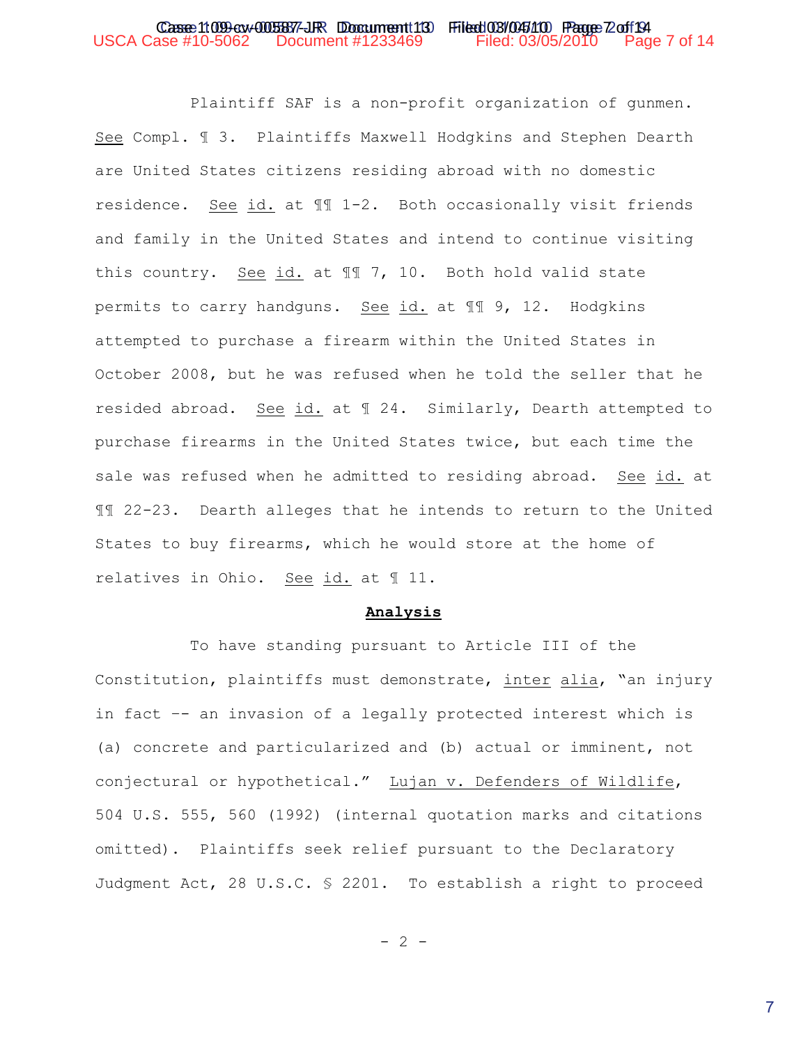Plaintiff SAF is a non-profit organization of gunmen. See Compl. ¶ 3. Plaintiffs Maxwell Hodgkins and Stephen Dearth are United States citizens residing abroad with no domestic residence. See id. at ¶¶ 1-2. Both occasionally visit friends and family in the United States and intend to continue visiting this country. See id. at ¶¶ 7, 10. Both hold valid state permits to carry handguns. See id. at ¶¶ 9, 12. Hodgkins attempted to purchase a firearm within the United States in October 2008, but he was refused when he told the seller that he resided abroad. See id. at ¶ 24. Similarly, Dearth attempted to purchase firearms in the United States twice, but each time the sale was refused when he admitted to residing abroad. See id. at ¶¶ 22-23. Dearth alleges that he intends to return to the United States to buy firearms, which he would store at the home of relatives in Ohio. See id. at ¶ 11.

**Analysis**

To have standing pursuant to Article III of the Constitution, plaintiffs must demonstrate, inter alia, "an injury in fact -- an invasion of a legally protected interest which is (a) concrete and particularized and (b) actual or imminent, not conjectural or hypothetical." Lujan v. Defenders of Wildlife, 504 U.S. 555, 560 (1992) (internal quotation marks and citations omitted). Plaintiffs seek relief pursuant to the Declaratory Judgment Act, 28 U.S.C. § 2201. To establish a right to proceed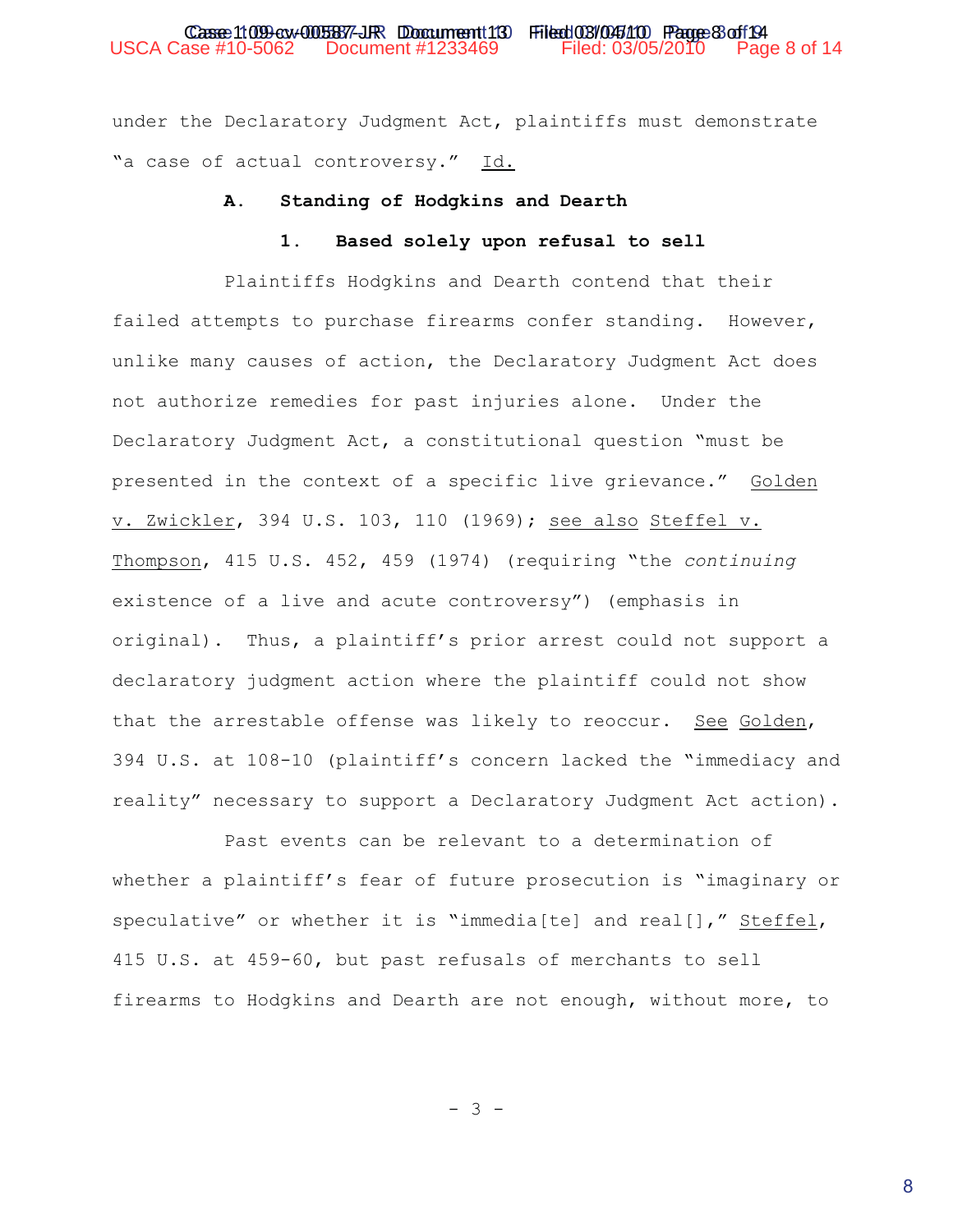under the Declaratory Judgment Act, plaintiffs must demonstrate "a case of actual controversy." Id.

### A. Standing of Hodgkins and Dearth

#### 1. Based solely upon refusal to sell

Plaintiffs Hodgkins and Dearth contend that their failed attempts to purchase firearms confer standing. However, unlike many causes of action, the Declaratory Judgment Act does not authorize remedies for past injuries alone. Under the Declaratory Judgment Act, a constitutional question "must be presented in the context of a specific live grievance." Golden v. Zwickler, 394 U.S. 103, 110 (1969); see also Steffel v. Thompson, 415 U.S. 452, 459 (1974) (requiring "the *continuing* existence of a live and acute controversy") (emphasis in original). Thus, a plaintiff's prior arrest could not support a declaratory judgment action where the plaintiff could not show that the arrestable offense was likely to reoccur. See Golden, 394 U.S. at 108-10 (plaintiff's concern lacked the "immediacy and reality" necessary to support a Declaratory Judgment Act action).

Past events can be relevant to a determination of whether a plaintiff's fear of future prosecution is "imaginary or speculative" or whether it is "immedia[te] and real[]," Steffel, 415 U.S. at 459-60, but past refusals of merchants to sell firearms to Hodgkins and Dearth are not enough, without more, to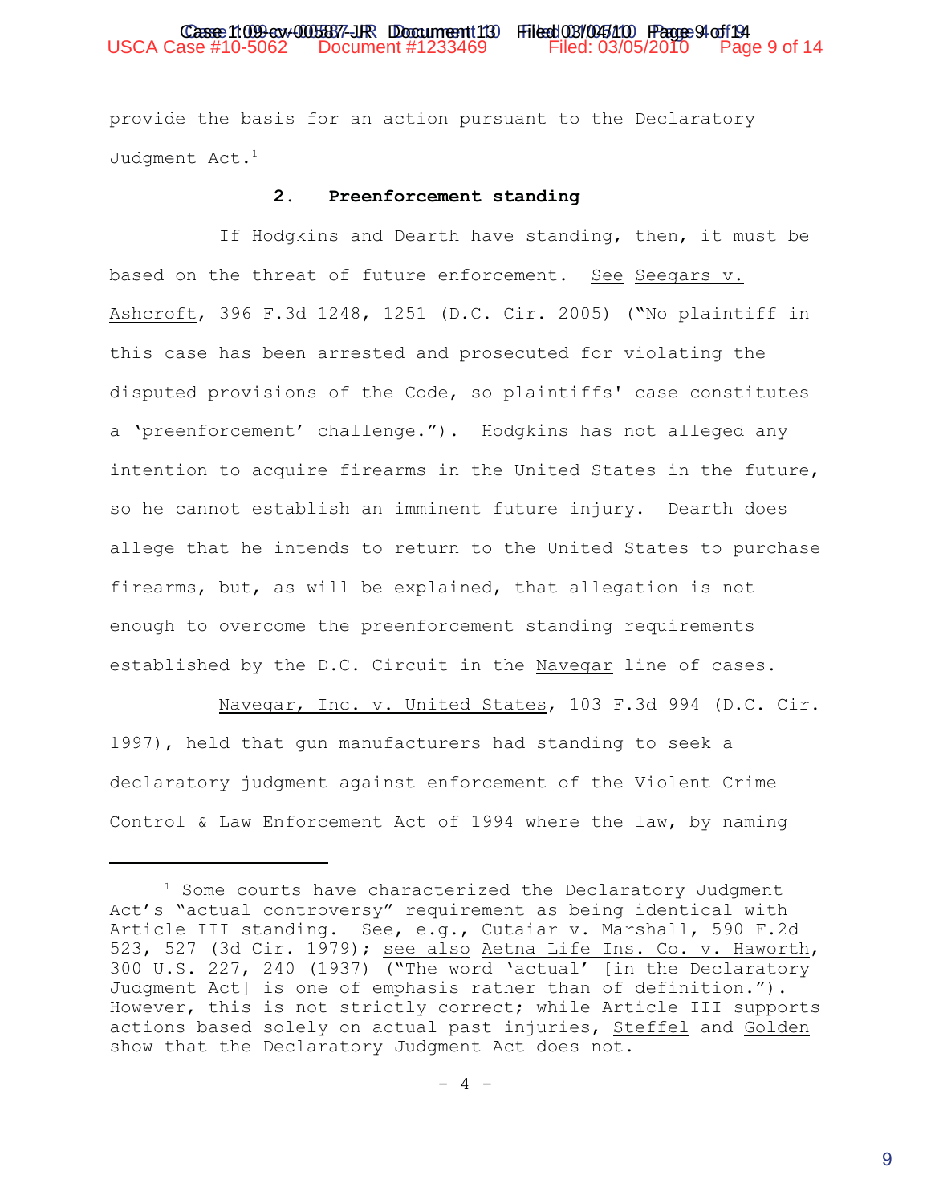provide the basis for an action pursuant to the Declaratory Judgment Act.[1]

**2. Preenforcement standing**

If Hodgkins and Dearth have standing, then, it must be based on the threat of future enforcement. See Seegars v. Ashcroft, 396 F.3d 1248, 1251 (D.C. Cir. 2005) ("No plaintiff in this case has been arrested and prosecuted for violating the disputed provisions of the Code, so plaintiffs' case constitutes a 'preenforcement' challenge."). Hodgkins has not alleged any intention to acquire firearms in the United States in the future, so he cannot establish an imminent future injury. Dearth does allege that he intends to return to the United States to purchase firearms, but, as will be explained, that allegation is not enough to overcome the preenforcement standing requirements established by the D.C. Circuit in the Navegar line of cases.

Navegar, Inc. v. United States, 103 F.3d 994 (D.C. Cir. 1997), held that gun manufacturers had standing to seek a declaratory judgment against enforcement of the Violent Crime Control & Law Enforcement Act of 1994 where the law, by naming

---

[1] Some courts have characterized the Declaratory Judgment Act's "actual controversy" requirement as being identical with Article III standing. See, e.g., Cutaiar v. Marshall, 590 F.2d 523, 527 (3d Cir. 1979); see also Aetna Life Ins. Co. v. Haworth, 300 U.S. 227, 240 (1937) ("The word 'actual' [in the Declaratory Judgment Act] is one of emphasis rather than of definition."). However, this is not strictly correct; while Article III supports actions based solely on actual past injuries, Steffel and Golden show that the Declaratory Judgment Act does not.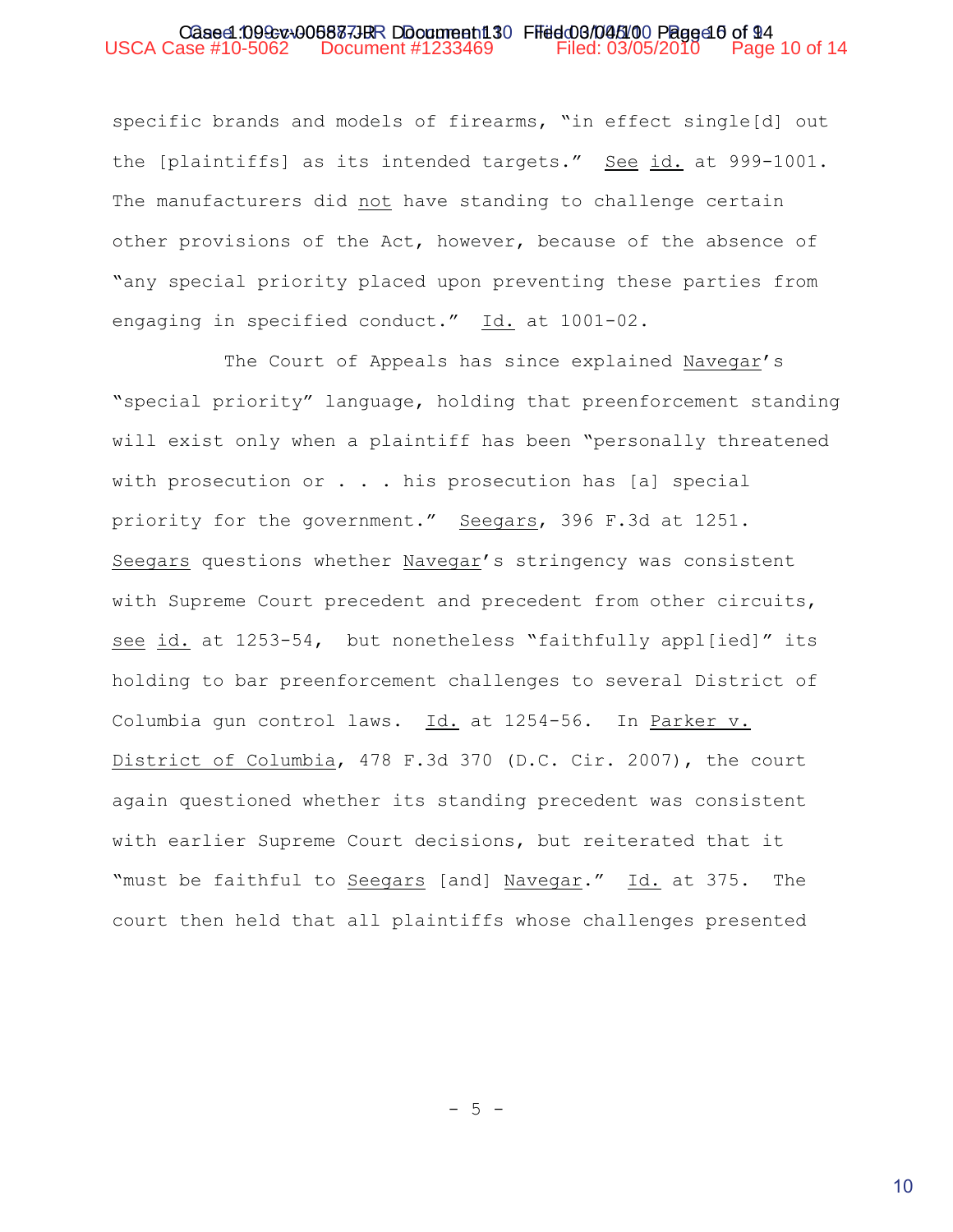specific brands and models of firearms, "in effect single[d] out the [plaintiffs] as its intended targets." See id. at 999-1001. The manufacturers did not have standing to challenge certain other provisions of the Act, however, because of the absence of "any special priority placed upon preventing these parties from engaging in specified conduct." Id. at 1001-02.

The Court of Appeals has since explained Navegar's "special priority" language, holding that preenforcement standing will exist only when a plaintiff has been "personally threatened with prosecution or . . . his prosecution has [a] special priority for the government." Seegars, 396 F.3d at 1251. Seegars questions whether Navegar's stringency was consistent with Supreme Court precedent and precedent from other circuits, see id. at 1253-54, but nonetheless "faithfully appl[ied]" its holding to bar preenforcement challenges to several District of Columbia gun control laws. Id. at 1254-56. In Parker v. District of Columbia, 478 F.3d 370 (D.C. Cir. 2007), the court again questioned whether its standing precedent was consistent with earlier Supreme Court decisions, but reiterated that it "must be faithful to Seegars [and] Navegar." Id. at 375. The court then held that all plaintiffs whose challenges presented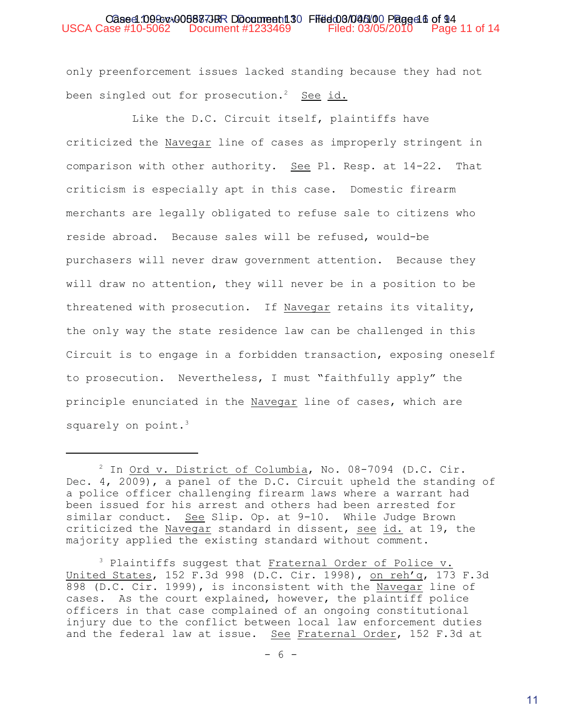only preenforcement issues lacked standing because they had not been singled out for prosecution.[2] See id.

Like the D.C. Circuit itself, plaintiffs have criticized the Navegar line of cases as improperly stringent in comparison with other authority. See Pl. Resp. at 14-22. That criticism is especially apt in this case. Domestic firearm merchants are legally obligated to refuse sale to citizens who reside abroad. Because sales will be refused, would-be purchasers will never draw government attention. Because they will draw no attention, they will never be in a position to be threatened with prosecution. If Navegar retains its vitality, the only way the state residence law can be challenged in this Circuit is to engage in a forbidden transaction, exposing oneself to prosecution. Nevertheless, I must "faithfully apply" the principle enunciated in the Navegar line of cases, which are squarely on point.[3]

---

[2] In Ord v. District of Columbia, No. 08-7094 (D.C. Cir. Dec. 4, 2009), a panel of the D.C. Circuit upheld the standing of a police officer challenging firearm laws where a warrant had been issued for his arrest and others had been arrested for similar conduct. See Slip. Op. at 9-10. While Judge Brown criticized the Navegar standard in dissent, see id. at 19, the majority applied the existing standard without comment.

[3] Plaintiffs suggest that Fraternal Order of Police v. United States, 152 F.3d 998 (D.C. Cir. 1998), on reh'g, 173 F.3d 898 (D.C. Cir. 1999), is inconsistent with the Navegar line of cases. As the court explained, however, the plaintiff police officers in that case complained of an ongoing constitutional injury due to the conflict between local law enforcement duties and the federal law at issue. See Fraternal Order, 152 F.3d at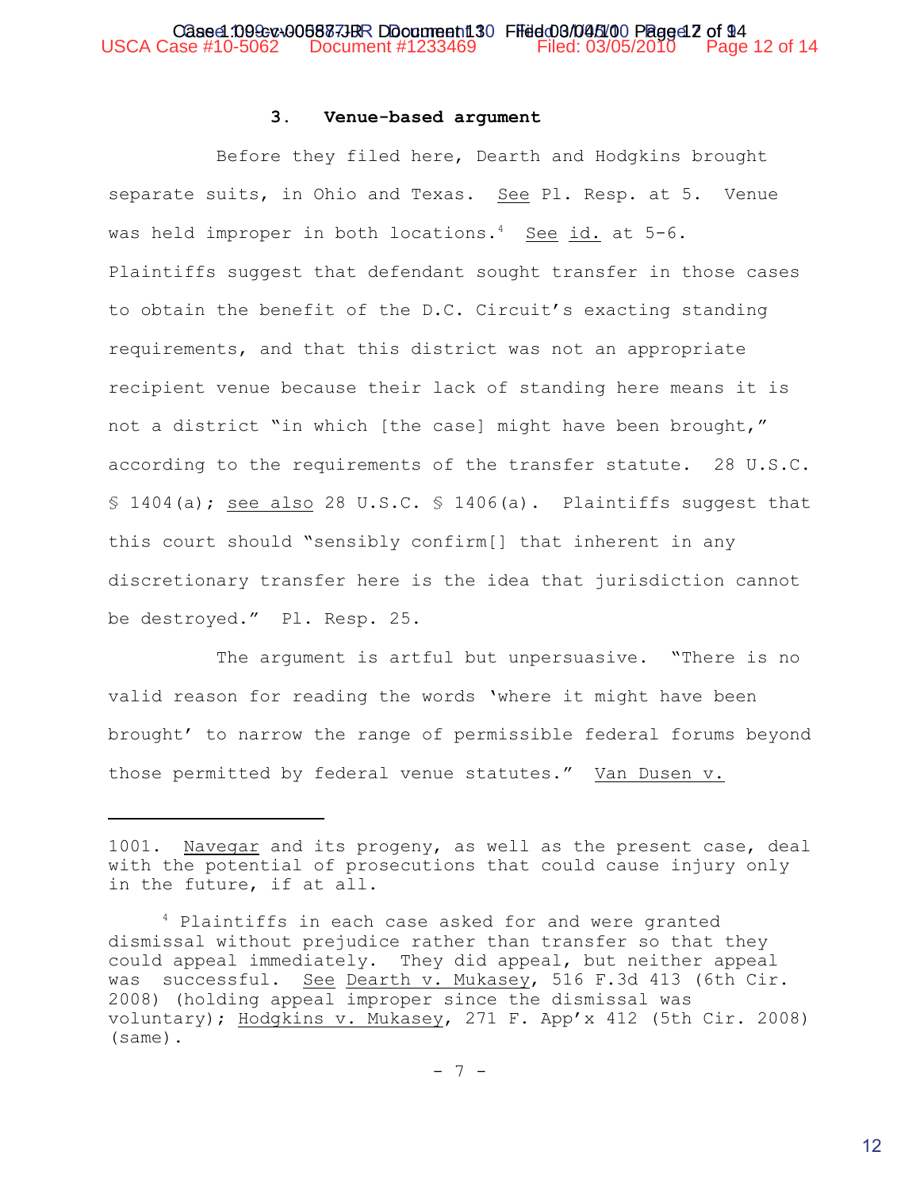### 3. Venue-based argument

Before they filed here, Dearth and Hodgkins brought separate suits, in Ohio and Texas. See Pl. Resp. at 5. Venue was held improper in both locations.[4] See id. at 5-6. Plaintiffs suggest that defendant sought transfer in those cases to obtain the benefit of the D.C. Circuit's exacting standing requirements, and that this district was not an appropriate recipient venue because their lack of standing here means it is not a district "in which [the case] might have been brought," according to the requirements of the transfer statute. 28 U.S.C. § 1404(a); see also 28 U.S.C. § 1406(a). Plaintiffs suggest that this court should "sensibly confirm[] that inherent in any discretionary transfer here is the idea that jurisdiction cannot be destroyed." Pl. Resp. 25.

The argument is artful but unpersuasive. "There is no valid reason for reading the words 'where it might have been brought' to narrow the range of permissible federal forums beyond those permitted by federal venue statutes." Van Dusen v.

---

1001. Navegar and its progeny, as well as the present case, deal with the potential of prosecutions that could cause injury only in the future, if at all.

[4] Plaintiffs in each case asked for and were granted dismissal without prejudice rather than transfer so that they could appeal immediately. They did appeal, but neither appeal was successful. See Dearth v. Mukasey, 516 F.3d 413 (6th Cir. 2008) (holding appeal improper since the dismissal was voluntary); Hodgkins v. Mukasey, 271 F. App'x 412 (5th Cir. 2008) (same).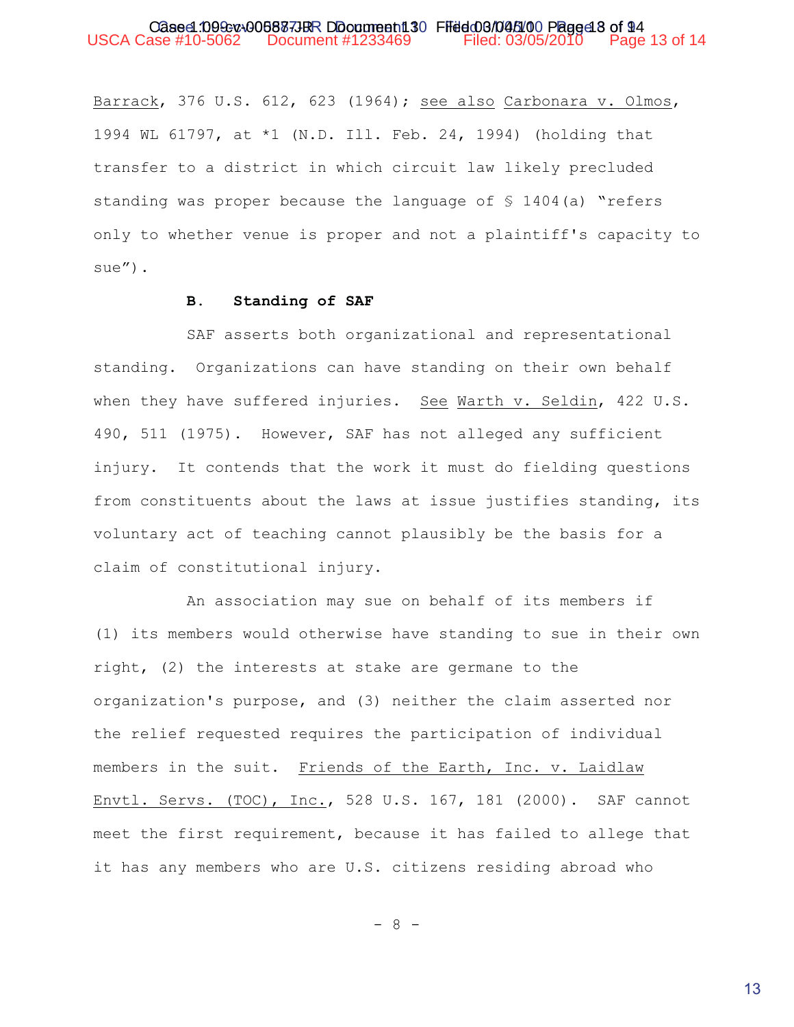Barrack, 376 U.S. 612, 623 (1964); see also Carbonara v. Olmos, 1994 WL 61797, at *1 (N.D. Ill. Feb. 24, 1994) (holding that transfer to a district in which circuit law likely precluded standing was proper because the language of § 1404(a) "refers only to whether venue is proper and not a plaintiff's capacity to sue").

### B. Standing of SAF

SAF asserts both organizational and representational standing. Organizations can have standing on their own behalf when they have suffered injuries. See Warth v. Seldin, 422 U.S. 490, 511 (1975). However, SAF has not alleged any sufficient injury. It contends that the work it must do fielding questions from constituents about the laws at issue justifies standing, its voluntary act of teaching cannot plausibly be the basis for a claim of constitutional injury.

An association may sue on behalf of its members if (1) its members would otherwise have standing to sue in their own right, (2) the interests at stake are germane to the organization's purpose, and (3) neither the claim asserted nor the relief requested requires the participation of individual members in the suit. Friends of the Earth, Inc. v. Laidlaw Envtl. Servs. (TOC), Inc., 528 U.S. 167, 181 (2000). SAF cannot meet the first requirement, because it has failed to allege that it has any members who are U.S. citizens residing abroad who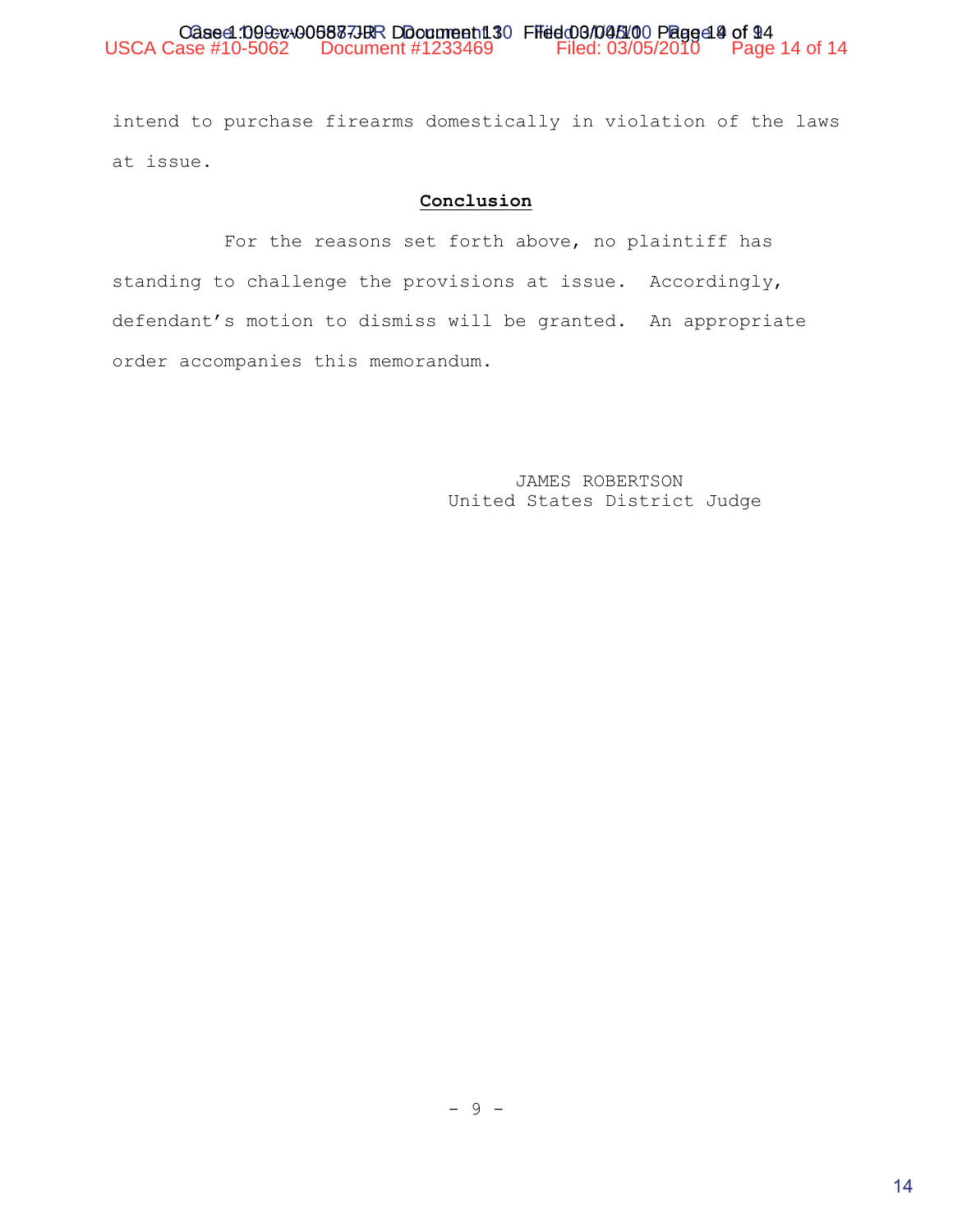intend to purchase firearms domestically in violation of the laws at issue.

**Conclusion**

For the reasons set forth above, no plaintiff has standing to challenge the provisions at issue. Accordingly, defendant's motion to dismiss will be granted. An appropriate order accompanies this memorandum.

JAMES ROBERTSON
United States District Judge